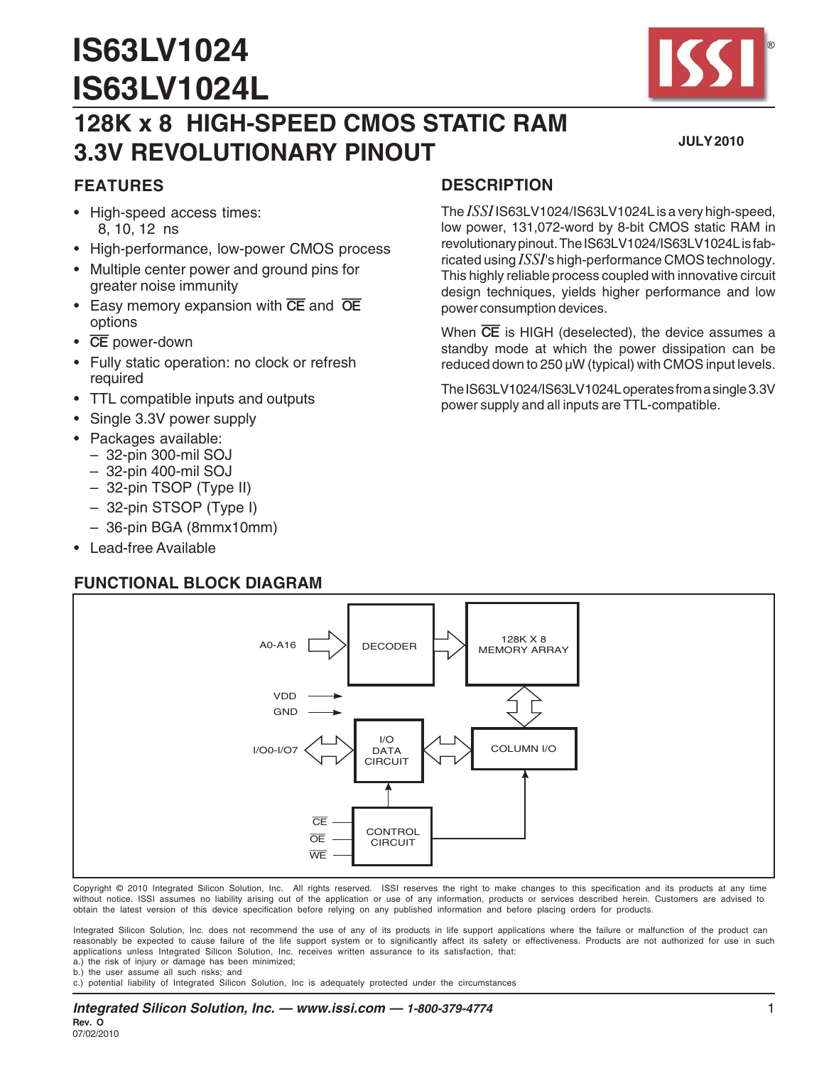# IS63LV1024
# IS63LV1024L

## 128K x 8 HIGH-SPEED CMOS STATIC RAM 3.3V REVOLUTIONARY PINOUT

**JULY 2010**

### FEATURES

- High-speed access times: 8, 10, 12 ns
- High-performance, low-power CMOS process
- Multiple center power and ground pins for greater noise immunity
- Easy memory expansion with $\overline{CE}$ and $\overline{OE}$ options
- $\overline{CE}$ power-down
- Fully static operation: no clock or refresh required
- TTL compatible inputs and outputs
- Single 3.3V power supply
- Packages available:
  - 32-pin 300-mil SOJ
  - 32-pin 400-mil SOJ
  - 32-pin TSOP (Type II)
  - 32-pin STSOP (Type I)
  - 36-pin BGA (8mmx10mm)
- Lead-free Available

### DESCRIPTION

The *ISSI* IS63LV1024/IS63LV1024L is a very high-speed, low power, 131,072-word by 8-bit CMOS static RAM in revolutionary pinout. The IS63LV1024/IS63LV1024L is fabricated using *ISSI*'s high-performance CMOS technology. This highly reliable process coupled with innovative circuit design techniques, yields higher performance and low power consumption devices.

When $\overline{CE}$ is HIGH (deselected), the device assumes a standby mode at which the power dissipation can be reduced down to 250 µW (typical) with CMOS input levels.

The IS63LV1024/IS63LV1024L operates from a single 3.3V power supply and all inputs are TTL-compatible.

### FUNCTIONAL BLOCK DIAGRAM

A0-A16 → DECODER → 128K X 8 MEMORY ARRAY ↔ COLUMN I/O ↔ I/O DATA CIRCUIT ↔ I/O0-I/O7

VDD, GND

$\overline{CE}$, $\overline{OE}$, $\overline{WE}$ → CONTROL CIRCUIT → I/O DATA CIRCUIT, COLUMN I/O

Copyright © 2010 Integrated Silicon Solution, Inc. All rights reserved. ISSI reserves the right to make changes to this specification and its products at any time without notice. ISSI assumes no liability arising out of the application or use of any information, products or services described herein. Customers are advised to obtain the latest version of this device specification before relying on any published information and before placing orders for products.

Integrated Silicon Solution, Inc. does not recommend the use of any of its products in life support applications where the failure or malfunction of the product can reasonably be expected to cause failure of the life support system or to significantly affect its safety or effectiveness. Products are not authorized for use in such applications unless Integrated Silicon Solution, Inc. receives written assurance to its satisfaction, that:
a.) the risk of injury or damage has been minimized;
b.) the user assume all such risks; and
c.) potential liability of Integrated Silicon Solution, Inc is adequately protected under the circumstances

*Integrated Silicon Solution, Inc. — www.issi.com — 1-800-379-4774*
**Rev. O**
07/02/2010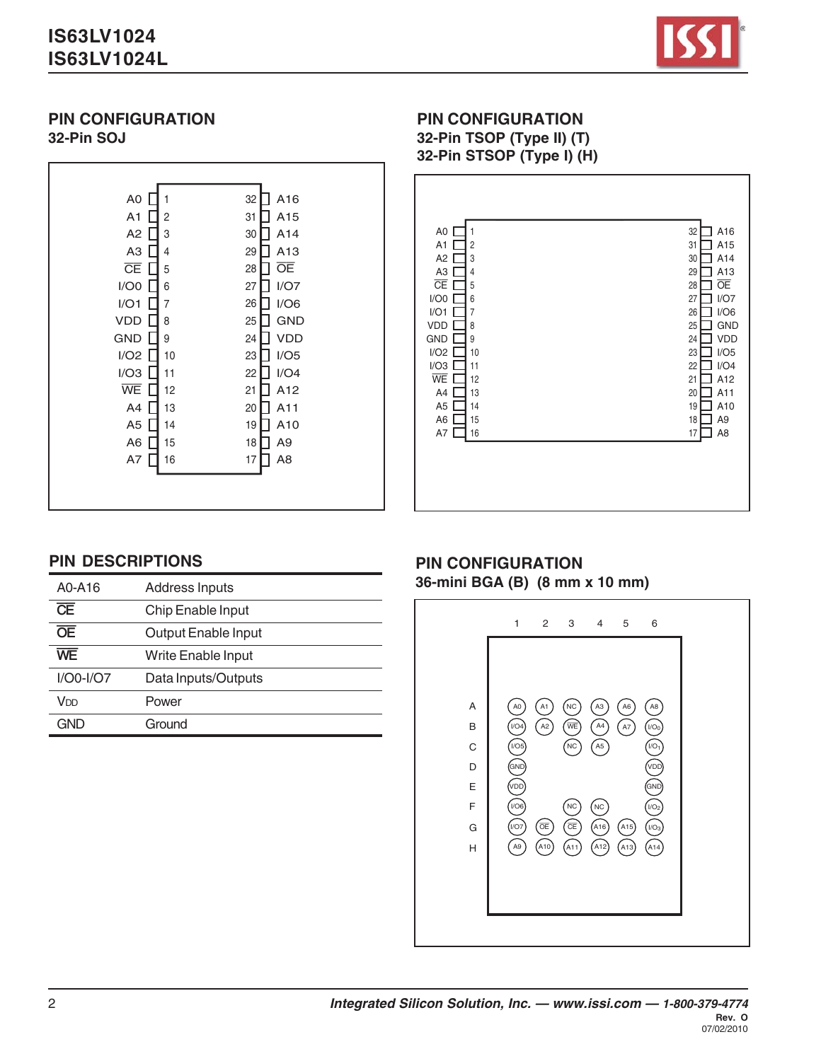## PIN CONFIGURATION

### 32-Pin SOJ

| Pin Name | Pin | Pin | Pin Name |
|---|---|---|---|
| A0 | 1 | 32 | A16 |
| A1 | 2 | 31 | A15 |
| A2 | 3 | 30 | A14 |
| A3 | 4 | 29 | A13 |
| $\overline{CE}$ | 5 | 28 | $\overline{OE}$ |
| I/O0 | 6 | 27 | I/O7 |
| I/O1 | 7 | 26 | I/O6 |
| VDD | 8 | 25 | GND |
| GND | 9 | 24 | VDD |
| I/O2 | 10 | 23 | I/O5 |
| I/O3 | 11 | 22 | I/O4 |
| $\overline{WE}$ | 12 | 21 | A12 |
| A4 | 13 | 20 | A11 |
| A5 | 14 | 19 | A10 |
| A6 | 15 | 18 | A9 |
| A7 | 16 | 17 | A8 |

## PIN CONFIGURATION

### 32-Pin TSOP (Type II) (T)
### 32-Pin STSOP (Type I) (H)

| Pin Name | Pin | Pin | Pin Name |
|---|---|---|---|
| A0 | 1 | 32 | A16 |
| A1 | 2 | 31 | A15 |
| A2 | 3 | 30 | A14 |
| A3 | 4 | 29 | A13 |
| $\overline{CE}$ | 5 | 28 | $\overline{OE}$ |
| I/O0 | 6 | 27 | I/O7 |
| I/O1 | 7 | 26 | I/O6 |
| VDD | 8 | 25 | GND |
| GND | 9 | 24 | VDD |
| I/O2 | 10 | 23 | I/O5 |
| I/O3 | 11 | 22 | I/O4 |
| $\overline{WE}$ | 12 | 21 | A12 |
| A4 | 13 | 20 | A11 |
| A5 | 14 | 19 | A10 |
| A6 | 15 | 18 | A9 |
| A7 | 16 | 17 | A8 |

## PIN DESCRIPTIONS

| | |
|---|---|
| A0-A16 | Address Inputs |
| $\overline{CE}$ | Chip Enable Input |
| $\overline{OE}$ | Output Enable Input |
| $\overline{WE}$ | Write Enable Input |
| I/O0-I/O7 | Data Inputs/Outputs |
| $V_{DD}$ | Power |
| GND | Ground |

## PIN CONFIGURATION

### 36-mini BGA (B) (8 mm x 10 mm)

| | 1 | 2 | 3 | 4 | 5 | 6 |
|---|---|---|---|---|---|---|
| A | A0 | A1 | NC | A3 | A6 | A8 |
| B | I/O4 | A2 | $\overline{WE}$ | A4 | A7 | I/O0 |
| C | I/O5 | | NC | A5 | | I/O1 |
| D | GND | | | | | VDD |
| E | VDD | | | | | GND |
| F | I/O6 | | NC | NC | | I/O2 |
| G | I/O7 | $\overline{OE}$ | $\overline{CE}$ | A16 | A15 | I/O3 |
| H | A9 | A10 | A11 | A12 | A13 | A14 |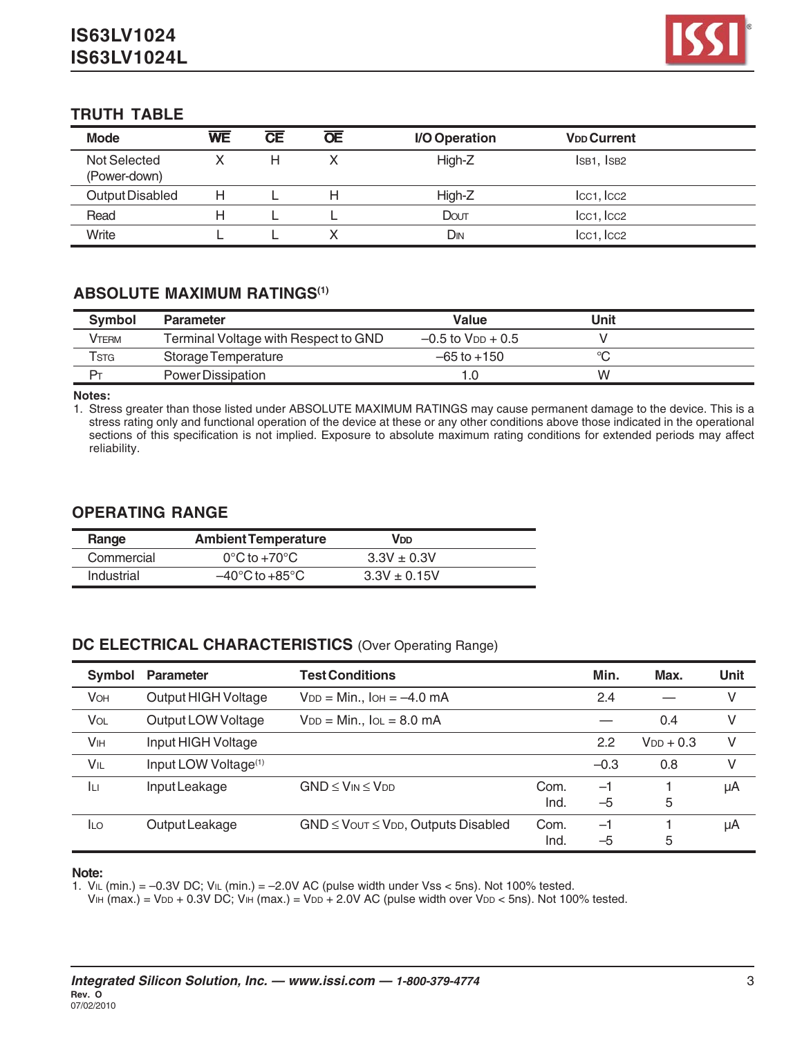## TRUTH TABLE

| Mode | $\overline{WE}$ | $\overline{CE}$ | $\overline{OE}$ | I/O Operation | $V_{DD}$ Current |
|---|---|---|---|---|---|
| Not Selected (Power-down) | X | H | X | High-Z | $I_{SB1}$, $I_{SB2}$ |
| Output Disabled | H | L | H | High-Z | $I_{CC1}$, $I_{CC2}$ |
| Read | H | L | L | $D_{OUT}$ | $I_{CC1}$, $I_{CC2}$ |
| Write | L | L | X | $D_{IN}$ | $I_{CC1}$, $I_{CC2}$ |

## ABSOLUTE MAXIMUM RATINGS[1]

| Symbol | Parameter | Value | Unit |
|---|---|---|---|
| $V_{TERM}$ | Terminal Voltage with Respect to GND | –0.5 to $V_{DD}$ + 0.5 | V |
| $T_{STG}$ | Storage Temperature | –65 to +150 | °C |
| $P_T$ | Power Dissipation | 1.0 | W |

**Notes:**

1. Stress greater than those listed under ABSOLUTE MAXIMUM RATINGS may cause permanent damage to the device. This is a stress rating only and functional operation of the device at these or any other conditions above those indicated in the operational sections of this specification is not implied. Exposure to absolute maximum rating conditions for extended periods may affect reliability.

## OPERATING RANGE

| Range | Ambient Temperature | $V_{DD}$ |
|---|---|---|
| Commercial | 0°C to +70°C | 3.3V ± 0.3V |
| Industrial | –40°C to +85°C | 3.3V ± 0.15V |

## DC ELECTRICAL CHARACTERISTICS (Over Operating Range)

| Symbol | Parameter | Test Conditions | | Min. | Max. | Unit |
|---|---|---|---|---|---|---|
| $V_{OH}$ | Output HIGH Voltage | $V_{DD}$ = Min., $I_{OH}$ = –4.0 mA | | 2.4 | — | V |
| $V_{OL}$ | Output LOW Voltage | $V_{DD}$ = Min., $I_{OL}$ = 8.0 mA | | — | 0.4 | V |
| $V_{IH}$ | Input HIGH Voltage | | | 2.2 | $V_{DD}$ + 0.3 | V |
| $V_{IL}$ | Input LOW Voltage[1] | | | –0.3 | 0.8 | V |
| $I_{LI}$ | Input Leakage | GND ≤ $V_{IN}$ ≤ $V_{DD}$ | Com.<br>Ind. | –1<br>–5 | 1<br>5 | µA |
| $I_{LO}$ | Output Leakage | GND ≤ $V_{OUT}$ ≤ $V_{DD}$, Outputs Disabled | Com.<br>Ind. | –1<br>–5 | 1<br>5 | µA |

**Note:**

1. $V_{IL}$ (min.) = –0.3V DC; $V_{IL}$ (min.) = –2.0V AC (pulse width under Vss < 5ns). Not 100% tested.
   $V_{IH}$ (max.) = $V_{DD}$ + 0.3V DC; $V_{IH}$ (max.) = $V_{DD}$ + 2.0V AC (pulse width over $V_{DD}$ < 5ns). Not 100% tested.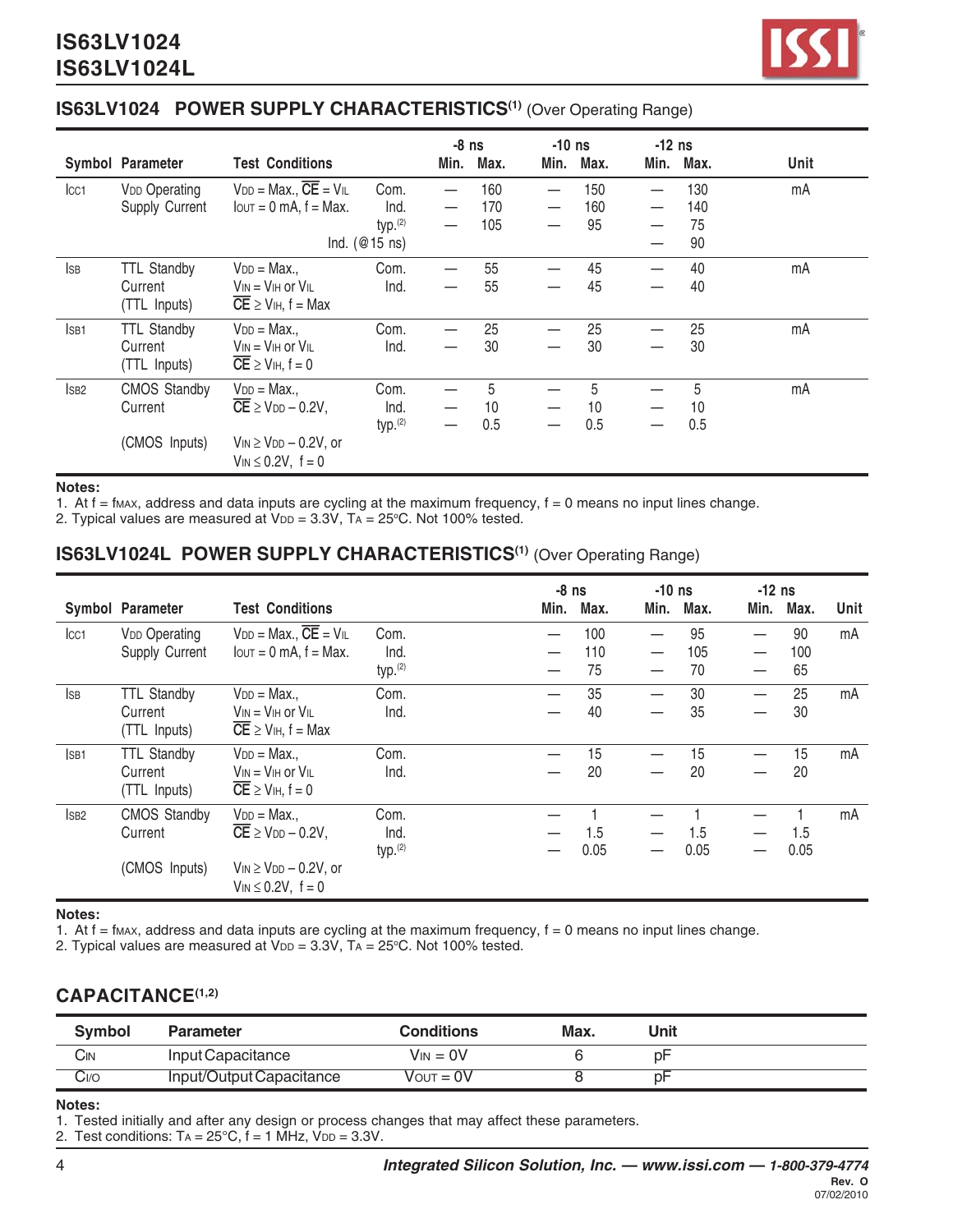## IS63LV1024 POWER SUPPLY CHARACTERISTICS[1] (Over Operating Range)

| Symbol | Parameter | Test Conditions | | -8 ns Min. | -8 ns Max. | -10 ns Min. | -10 ns Max. | -12 ns Min. | -12 ns Max. | Unit |
|---|---|---|---|---|---|---|---|---|---|---|
| $I_{CC1}$ | $V_{DD}$ Operating Supply Current | $V_{DD}$ = Max., $\overline{CE}$ = $V_{IL}$, $I_{OUT}$ = 0 mA, f = Max. | Com. | — | 160 | — | 150 | — | 130 | mA |
| | | | Ind. | — | 170 | — | 160 | — | 140 | |
| | | | typ.[2] | — | 105 | — | 95 | — | 75 | |
| | | | Ind. (@15 ns) | | | | | — | 90 | |
| $I_{SB}$ | TTL Standby Current (TTL Inputs) | $V_{DD}$ = Max., $V_{IN}$ = $V_{IH}$ or $V_{IL}$, $\overline{CE}$ ≥ $V_{IH}$, f = Max | Com. | — | 55 | — | 45 | — | 40 | mA |
| | | | Ind. | — | 55 | — | 45 | — | 40 | |
| $I_{SB1}$ | TTL Standby Current (TTL Inputs) | $V_{DD}$ = Max., $V_{IN}$ = $V_{IH}$ or $V_{IL}$, $\overline{CE}$ ≥ $V_{IH}$, f = 0 | Com. | — | 25 | — | 25 | — | 25 | mA |
| | | | Ind. | — | 30 | — | 30 | — | 30 | |
| $I_{SB2}$ | CMOS Standby Current (CMOS Inputs) | $V_{DD}$ = Max., $\overline{CE}$ ≥ $V_{DD}$ – 0.2V, $V_{IN}$ ≥ $V_{DD}$ – 0.2V, or $V_{IN}$ ≤ 0.2V, f = 0 | Com. | — | 5 | — | 5 | — | 5 | mA |
| | | | Ind. | — | 10 | — | 10 | — | 10 | |
| | | | typ.[2] | — | 0.5 | — | 0.5 | — | 0.5 | |

**Notes:**
1. At f = $f_{MAX}$, address and data inputs are cycling at the maximum frequency, f = 0 means no input lines change.
2. Typical values are measured at $V_{DD}$ = 3.3V, $T_A$ = 25°C. Not 100% tested.

## IS63LV1024L POWER SUPPLY CHARACTERISTICS[1] (Over Operating Range)

| Symbol | Parameter | Test Conditions | | -8 ns Min. | -8 ns Max. | -10 ns Min. | -10 ns Max. | -12 ns Min. | -12 ns Max. | Unit |
|---|---|---|---|---|---|---|---|---|---|---|
| $I_{CC1}$ | $V_{DD}$ Operating Supply Current | $V_{DD}$ = Max., $\overline{CE}$ = $V_{IL}$, $I_{OUT}$ = 0 mA, f = Max. | Com. | — | 100 | — | 95 | — | 90 | mA |
| | | | Ind. | — | 110 | — | 105 | — | 100 | |
| | | | typ.[2] | — | 75 | — | 70 | — | 65 | |
| $I_{SB}$ | TTL Standby Current (TTL Inputs) | $V_{DD}$ = Max., $V_{IN}$ = $V_{IH}$ or $V_{IL}$, $\overline{CE}$ ≥ $V_{IH}$, f = Max | Com. | — | 35 | — | 30 | — | 25 | mA |
| | | | Ind. | — | 40 | — | 35 | — | 30 | |
| $I_{SB1}$ | TTL Standby Current (TTL Inputs) | $V_{DD}$ = Max., $V_{IN}$ = $V_{IH}$ or $V_{IL}$, $\overline{CE}$ ≥ $V_{IH}$, f = 0 | Com. | — | 15 | — | 15 | — | 15 | mA |
| | | | Ind. | — | 20 | — | 20 | — | 20 | |
| $I_{SB2}$ | CMOS Standby Current (CMOS Inputs) | $V_{DD}$ = Max., $\overline{CE}$ ≥ $V_{DD}$ – 0.2V, $V_{IN}$ ≥ $V_{DD}$ – 0.2V, or $V_{IN}$ ≤ 0.2V, f = 0 | Com. | — | 1 | — | 1 | — | 1 | mA |
| | | | Ind. | — | 1.5 | — | 1.5 | — | 1.5 | |
| | | | typ.[2] | — | 0.05 | — | 0.05 | — | 0.05 | |

**Notes:**
1. At f = $f_{MAX}$, address and data inputs are cycling at the maximum frequency, f = 0 means no input lines change.
2. Typical values are measured at $V_{DD}$ = 3.3V, $T_A$ = 25°C. Not 100% tested.

## CAPACITANCE[1,2]

| Symbol | Parameter | Conditions | Max. | Unit |
|---|---|---|---|---|
| $C_{IN}$ | Input Capacitance | $V_{IN}$ = 0V | 6 | pF |
| $C_{I/O}$ | Input/Output Capacitance | $V_{OUT}$ = 0V | 8 | pF |

**Notes:**
1. Tested initially and after any design or process changes that may affect these parameters.
2. Test conditions: $T_A$ = 25°C, f = 1 MHz, $V_{DD}$ = 3.3V.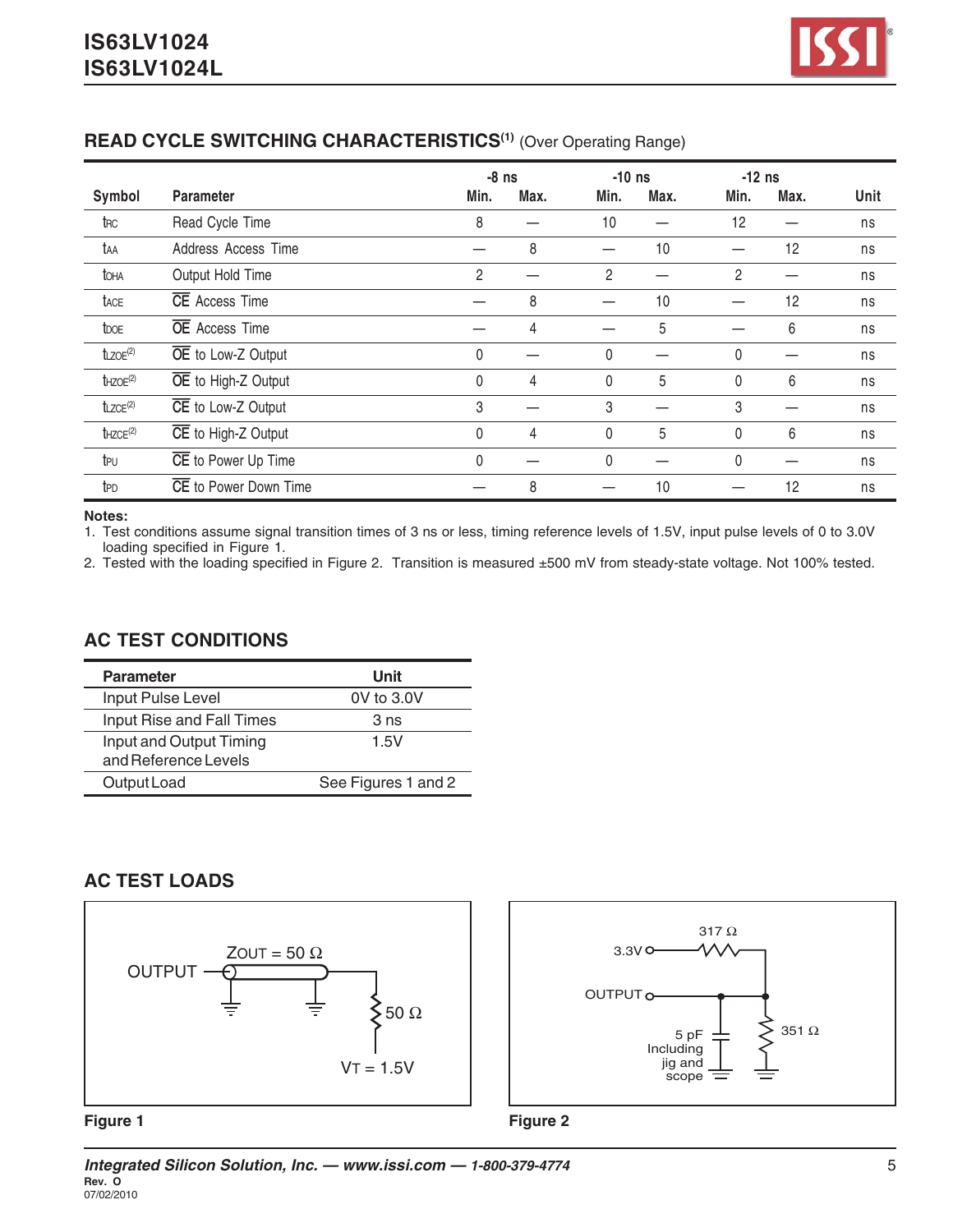## READ CYCLE SWITCHING CHARACTERISTICS[1] (Over Operating Range)

| Symbol | Parameter | -8 ns Min. | -8 ns Max. | -10 ns Min. | -10 ns Max. | -12 ns Min. | -12 ns Max. | Unit |
|---|---|---|---|---|---|---|---|---|
| $t_{RC}$ | Read Cycle Time | 8 | — | 10 | — | 12 | — | ns |
| $t_{AA}$ | Address Access Time | — | 8 | — | 10 | — | 12 | ns |
| $t_{OHA}$ | Output Hold Time | 2 | — | 2 | — | 2 | — | ns |
| $t_{ACE}$ | $\overline{CE}$ Access Time | — | 8 | — | 10 | — | 12 | ns |
| $t_{DOE}$ | $\overline{OE}$ Access Time | — | 4 | — | 5 | — | 6 | ns |
| $t_{LZOE}$[2] | $\overline{OE}$ to Low-Z Output | 0 | — | 0 | — | 0 | — | ns |
| $t_{HZOE}$[2] | $\overline{OE}$ to High-Z Output | 0 | 4 | 0 | 5 | 0 | 6 | ns |
| $t_{LZCE}$[2] | $\overline{CE}$ to Low-Z Output | 3 | — | 3 | — | 3 | — | ns |
| $t_{HZCE}$[2] | $\overline{CE}$ to High-Z Output | 0 | 4 | 0 | 5 | 0 | 6 | ns |
| $t_{PU}$ | $\overline{CE}$ to Power Up Time | 0 | — | 0 | — | 0 | — | ns |
| $t_{PD}$ | $\overline{CE}$ to Power Down Time | — | 8 | — | 10 | — | 12 | ns |

**Notes:**

1. Test conditions assume signal transition times of 3 ns or less, timing reference levels of 1.5V, input pulse levels of 0 to 3.0V loading specified in Figure 1.
2. Tested with the loading specified in Figure 2. Transition is measured ±500 mV from steady-state voltage. Not 100% tested.

## AC TEST CONDITIONS

| Parameter | Unit |
|---|---|
| Input Pulse Level | 0V to 3.0V |
| Input Rise and Fall Times | 3 ns |
| Input and Output Timing and Reference Levels | 1.5V |
| Output Load | See Figures 1 and 2 |

## AC TEST LOADS

OUTPUT — ZOUT = 50 Ω — 50 Ω — VT = 1.5V

**Figure 1**

3.3V — 317 Ω — OUTPUT — 351 Ω; 5 pF Including jig and scope

**Figure 2**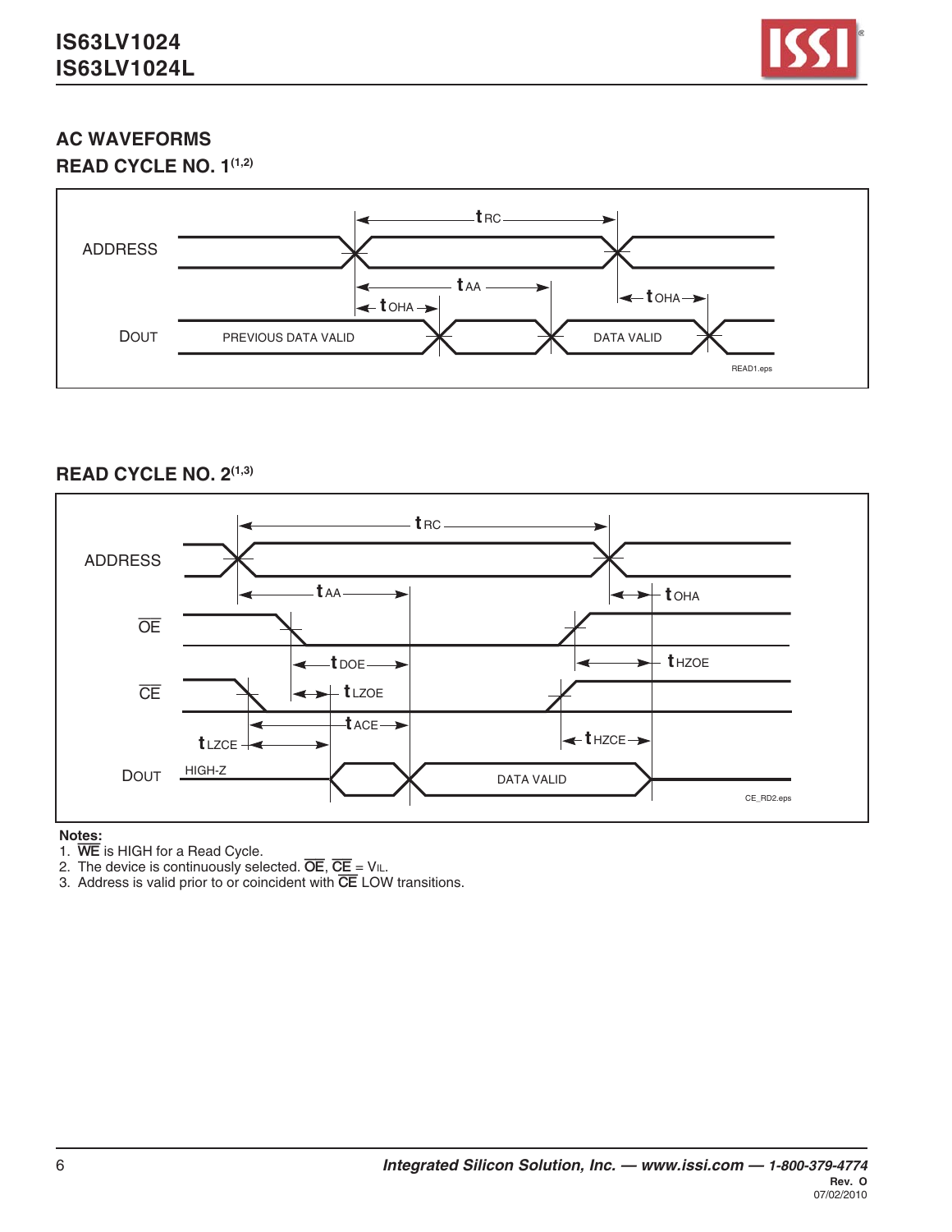## AC WAVEFORMS

### READ CYCLE NO. 1[1,2]

### READ CYCLE NO. 2[1,3]

**Notes:**

1. $\overline{WE}$ is HIGH for a Read Cycle.
2. The device is continuously selected. $\overline{OE}$, $\overline{CE}$ = $V_{IL}$.
3. Address is valid prior to or coincident with $\overline{CE}$ LOW transitions.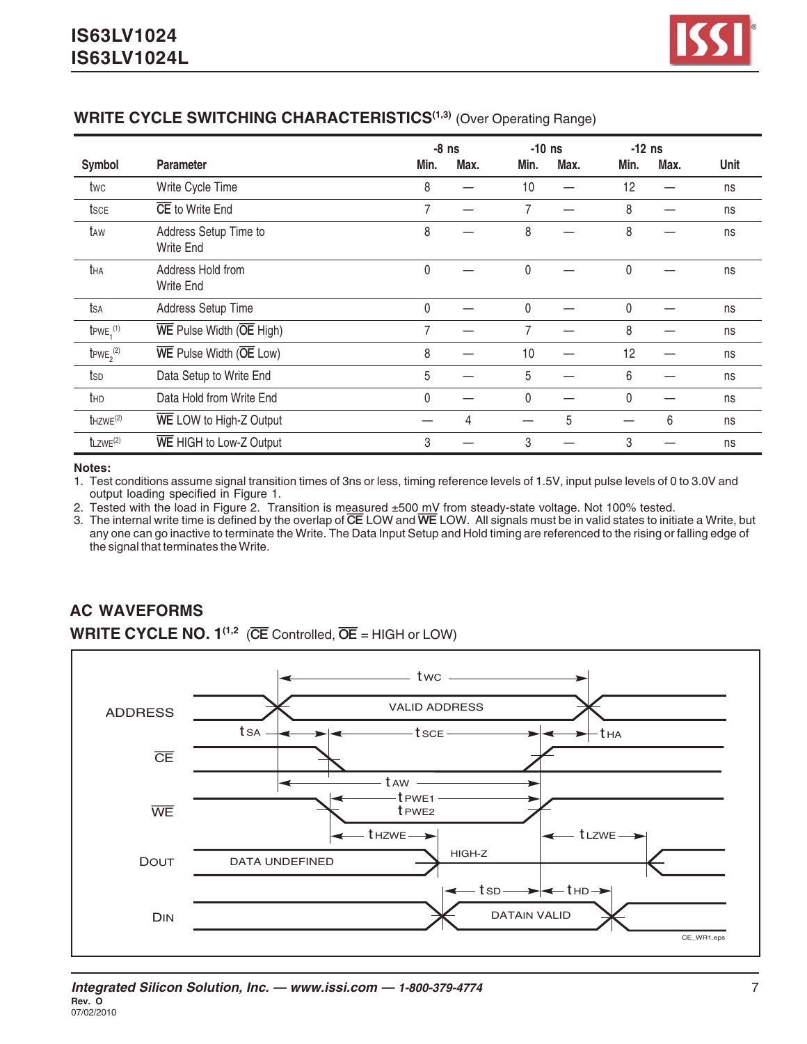## WRITE CYCLE SWITCHING CHARACTERISTICS[1,3] (Over Operating Range)

| Symbol | Parameter | -8 ns Min. | -8 ns Max. | -10 ns Min. | -10 ns Max. | -12 ns Min. | -12 ns Max. | Unit |
|---|---|---|---|---|---|---|---|---|
| $t_{WC}$ | Write Cycle Time | 8 | — | 10 | — | 12 | — | ns |
| $t_{SCE}$ | CE to Write End | 7 | — | 7 | — | 8 | — | ns |
| $t_{AW}$ | Address Setup Time to Write End | 8 | — | 8 | — | 8 | — | ns |
| $t_{HA}$ | Address Hold from Write End | 0 | — | 0 | — | 0 | — | ns |
| $t_{SA}$ | Address Setup Time | 0 | — | 0 | — | 0 | — | ns |
| $t_{PWE_1}$[1] | WE Pulse Width (OE High) | 7 | — | 7 | — | 8 | — | ns |
| $t_{PWE_2}$[2] | WE Pulse Width (OE Low) | 8 | — | 10 | — | 12 | — | ns |
| $t_{SD}$ | Data Setup to Write End | 5 | — | 5 | — | 6 | — | ns |
| $t_{HD}$ | Data Hold from Write End | 0 | — | 0 | — | 0 | — | ns |
| $t_{HZWE}$[2] | WE LOW to High-Z Output | — | 4 | — | 5 | — | 6 | ns |
| $t_{LZWE}$[2] | WE HIGH to Low-Z Output | 3 | — | 3 | — | 3 | — | ns |

**Notes:**

1. Test conditions assume signal transition times of 3ns or less, timing reference levels of 1.5V, input pulse levels of 0 to 3.0V and output loading specified in Figure 1.
2. Tested with the load in Figure 2. Transition is measured ±500 mV from steady-state voltage. Not 100% tested.
3. The internal write time is defined by the overlap of CE LOW and WE LOW. All signals must be in valid states to initiate a Write, but any one can go inactive to terminate the Write. The Data Input Setup and Hold timing are referenced to the rising or falling edge of the signal that terminates the Write.

## AC WAVEFORMS

### WRITE CYCLE NO. 1[1,2] (CE Controlled, OE = HIGH or LOW)

ADDRESS — VALID ADDRESS; $t_{WC}$; $t_{SA}$; $t_{SCE}$; $t_{HA}$; CE; $t_{AW}$; $t_{PWE1}$; $t_{PWE2}$; WE; $t_{HZWE}$; $t_{LZWE}$; DOUT — DATA UNDEFINED, HIGH-Z; $t_{SD}$; $t_{HD}$; DIN — DATAIN VALID

CE_WR1.eps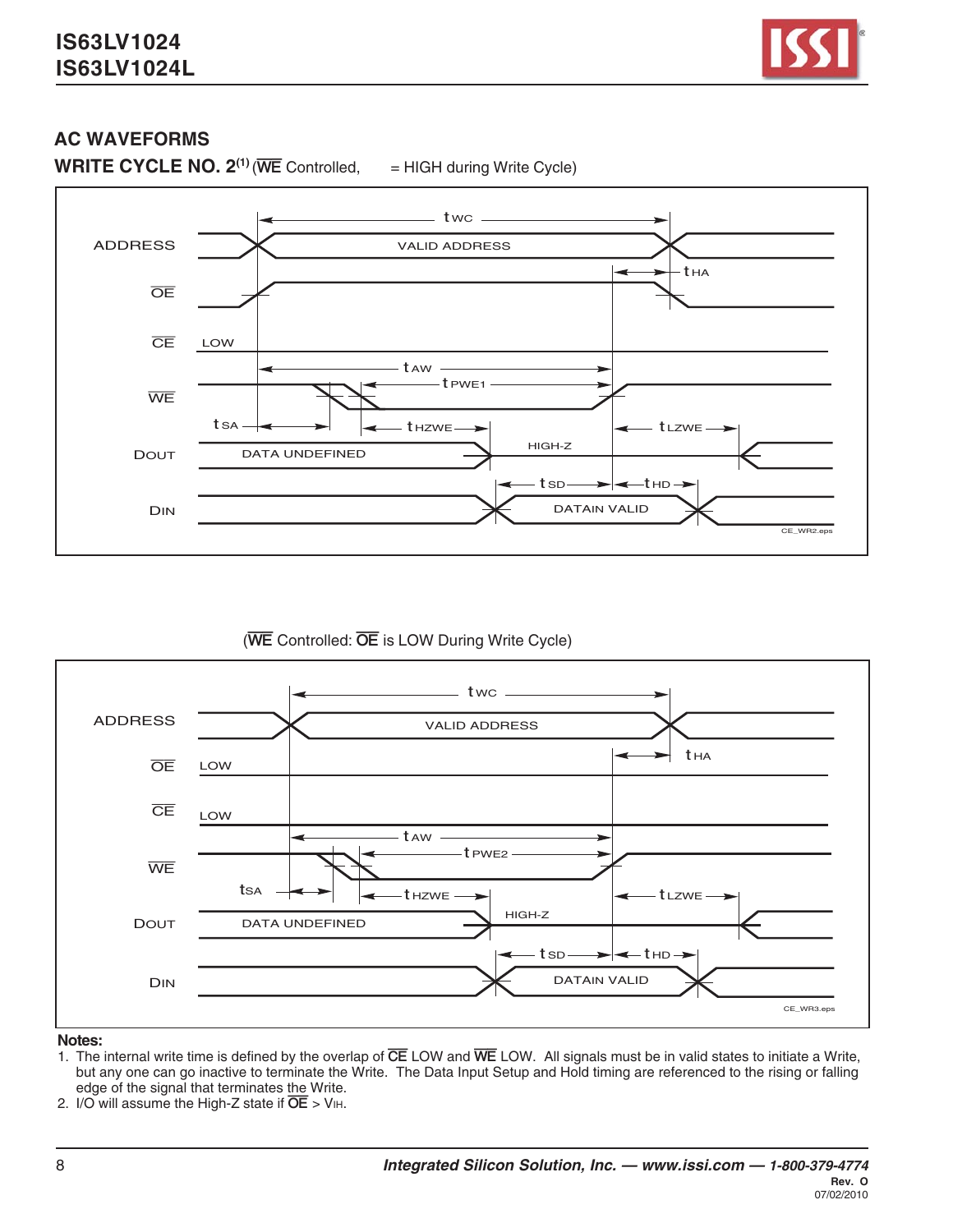## AC WAVEFORMS

### WRITE CYCLE NO. 2(1) (WE Controlled, = HIGH during Write Cycle)

ADDRESS — VALID ADDRESS — $t_{WC}$

OE — $t_{HA}$

CE — LOW

WE — $t_{AW}$, $t_{PWE1}$, $t_{SA}$

DOUT — DATA UNDEFINED — $t_{HZWE}$ — HIGH-Z — $t_{LZWE}$

DIN — DATAIN VALID — $t_{SD}$, $t_{HD}$

CE_WR2.eps

### (WE Controlled: OE is LOW During Write Cycle)

ADDRESS — VALID ADDRESS — $t_{WC}$

OE — LOW — $t_{HA}$

CE — LOW

WE — $t_{AW}$, $t_{PWE2}$, $t_{SA}$

DOUT — DATA UNDEFINED — $t_{HZWE}$ — HIGH-Z — $t_{LZWE}$

DIN — DATAIN VALID — $t_{SD}$, $t_{HD}$

CE_WR3.eps

**Notes:**

1. The internal write time is defined by the overlap of CE LOW and WE LOW. All signals must be in valid states to initiate a Write, but any one can go inactive to terminate the Write. The Data Input Setup and Hold timing are referenced to the rising or falling edge of the signal that terminates the Write.
2. I/O will assume the High-Z state if OE > $V_{IH}$.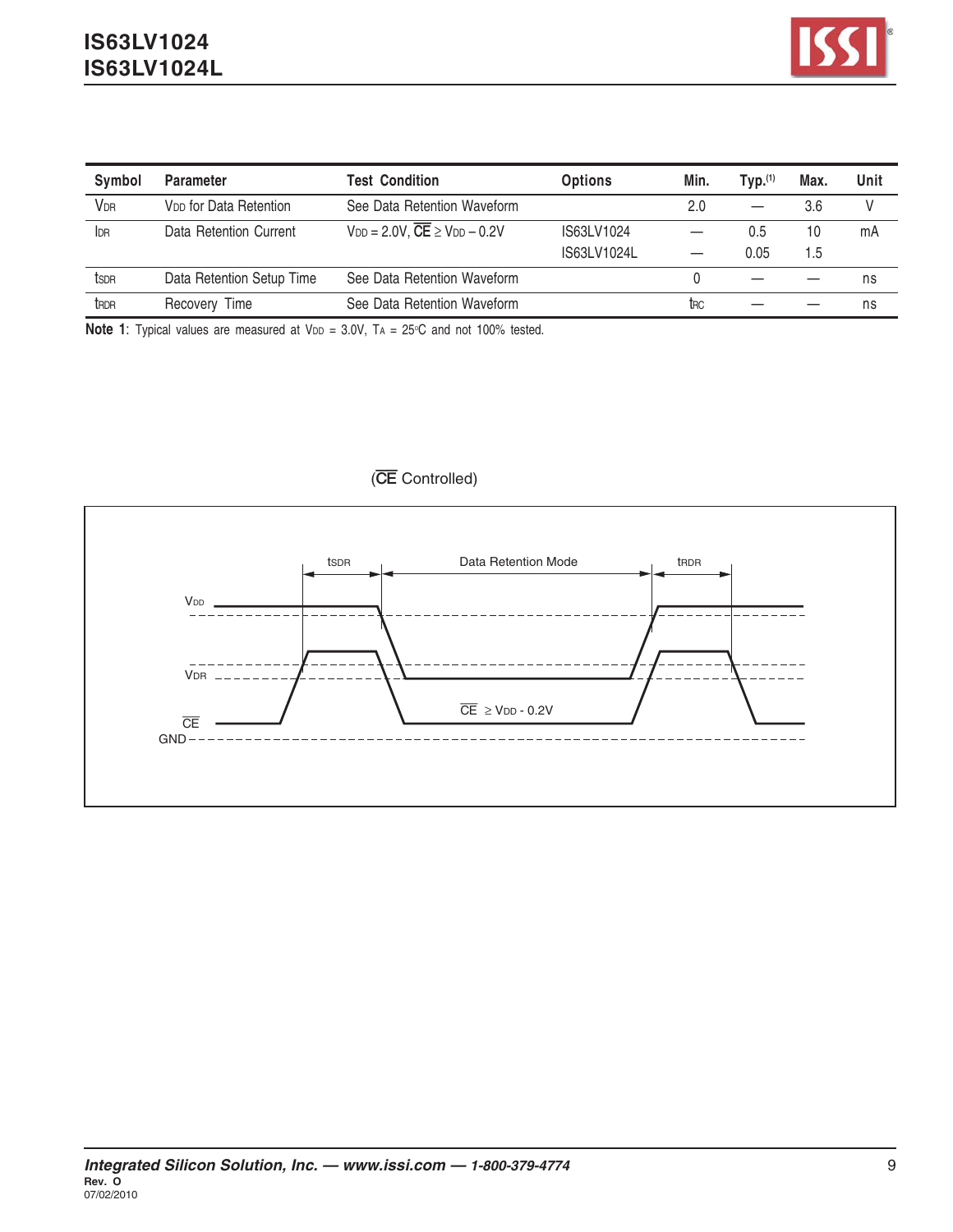| Symbol | Parameter | Test Condition | Options | Min. | Typ.[1] | Max. | Unit |
|---|---|---|---|---|---|---|---|
| $V_{DR}$ | $V_{DD}$ for Data Retention | See Data Retention Waveform | | 2.0 | — | 3.6 | V |
| $I_{DR}$ | Data Retention Current | $V_{DD}$ = 2.0V, $\overline{CE} \geq V_{DD} - 0.2V$ | IS63LV1024 | — | 0.5 | 10 | mA |
| | | | IS63LV1024L | — | 0.05 | 1.5 | |
| $t_{SDR}$ | Data Retention Setup Time | See Data Retention Waveform | | 0 | — | — | ns |
| $t_{RDR}$ | Recovery Time | See Data Retention Waveform | | $t_{RC}$ | — | — | ns |

**Note 1**: Typical values are measured at $V_{DD}$ = 3.0V, $T_A$ = 25°C and not 100% tested.

($\overline{CE}$ Controlled)

$t_{SDR}$ — Data Retention Mode — $t_{RDR}$

$V_{DD}$

$V_{DR}$

$\overline{CE}$

GND

$\overline{CE} \geq V_{DD}$ - 0.2V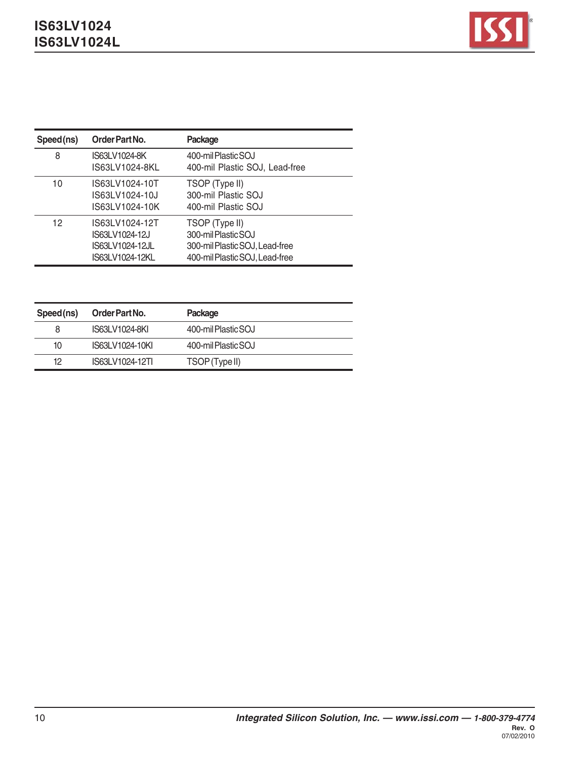| Speed (ns) | Order Part No. | Package |
|---|---|---|
| 8 | IS63LV1024-8K | 400-mil Plastic SOJ |
| | IS63LV1024-8KL | 400-mil Plastic SOJ, Lead-free |
| 10 | IS63LV1024-10T | TSOP (Type II) |
| | IS63LV1024-10J | 300-mil Plastic SOJ |
| | IS63LV1024-10K | 400-mil Plastic SOJ |
| 12 | IS63LV1024-12T | TSOP (Type II) |
| | IS63LV1024-12J | 300-mil Plastic SOJ |
| | IS63LV1024-12JL | 300-mil Plastic SOJ, Lead-free |
| | IS63LV1024-12KL | 400-mil Plastic SOJ, Lead-free |

| Speed (ns) | Order Part No. | Package |
|---|---|---|
| 8 | IS63LV1024-8KI | 400-mil Plastic SOJ |
| 10 | IS63LV1024-10KI | 400-mil Plastic SOJ |
| 12 | IS63LV1024-12TI | TSOP (Type II) |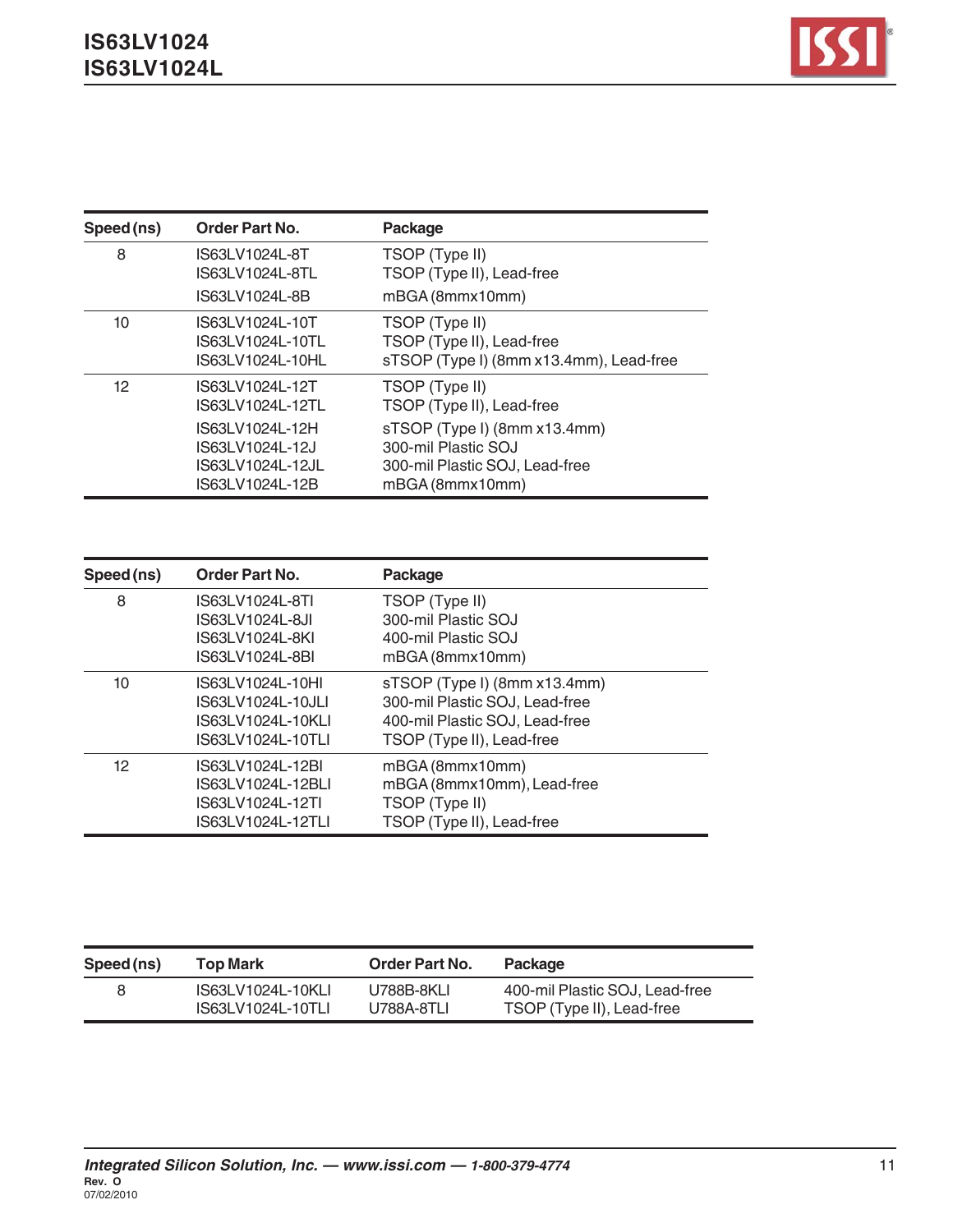| Speed (ns) | Order Part No. | Package |
| --- | --- | --- |
| 8 | IS63LV1024L-8T | TSOP (Type II) |
| | IS63LV1024L-8TL | TSOP (Type II), Lead-free |
| | IS63LV1024L-8B | mBGA (8mmx10mm) |
| 10 | IS63LV1024L-10T | TSOP (Type II) |
| | IS63LV1024L-10TL | TSOP (Type II), Lead-free |
| | IS63LV1024L-10HL | sTSOP (Type I) (8mm x13.4mm), Lead-free |
| 12 | IS63LV1024L-12T | TSOP (Type II) |
| | IS63LV1024L-12TL | TSOP (Type II), Lead-free |
| | IS63LV1024L-12H | sTSOP (Type I) (8mm x13.4mm) |
| | IS63LV1024L-12J | 300-mil Plastic SOJ |
| | IS63LV1024L-12JL | 300-mil Plastic SOJ, Lead-free |
| | IS63LV1024L-12B | mBGA (8mmx10mm) |

| Speed (ns) | Order Part No. | Package |
| --- | --- | --- |
| 8 | IS63LV1024L-8TI | TSOP (Type II) |
| | IS63LV1024L-8JI | 300-mil Plastic SOJ |
| | IS63LV1024L-8KI | 400-mil Plastic SOJ |
| | IS63LV1024L-8BI | mBGA (8mmx10mm) |
| 10 | IS63LV1024L-10HI | sTSOP (Type I) (8mm x13.4mm) |
| | IS63LV1024L-10JLI | 300-mil Plastic SOJ, Lead-free |
| | IS63LV1024L-10KLI | 400-mil Plastic SOJ, Lead-free |
| | IS63LV1024L-10TLI | TSOP (Type II), Lead-free |
| 12 | IS63LV1024L-12BI | mBGA (8mmx10mm) |
| | IS63LV1024L-12BLI | mBGA (8mmx10mm), Lead-free |
| | IS63LV1024L-12TI | TSOP (Type II) |
| | IS63LV1024L-12TLI | TSOP (Type II), Lead-free |

| Speed (ns) | Top Mark | Order Part No. | Package |
| --- | --- | --- | --- |
| 8 | IS63LV1024L-10KLI | U788B-8KLI | 400-mil Plastic SOJ, Lead-free |
| | IS63LV1024L-10TLI | U788A-8TLI | TSOP (Type II), Lead-free |

Rev. O
07/02/2010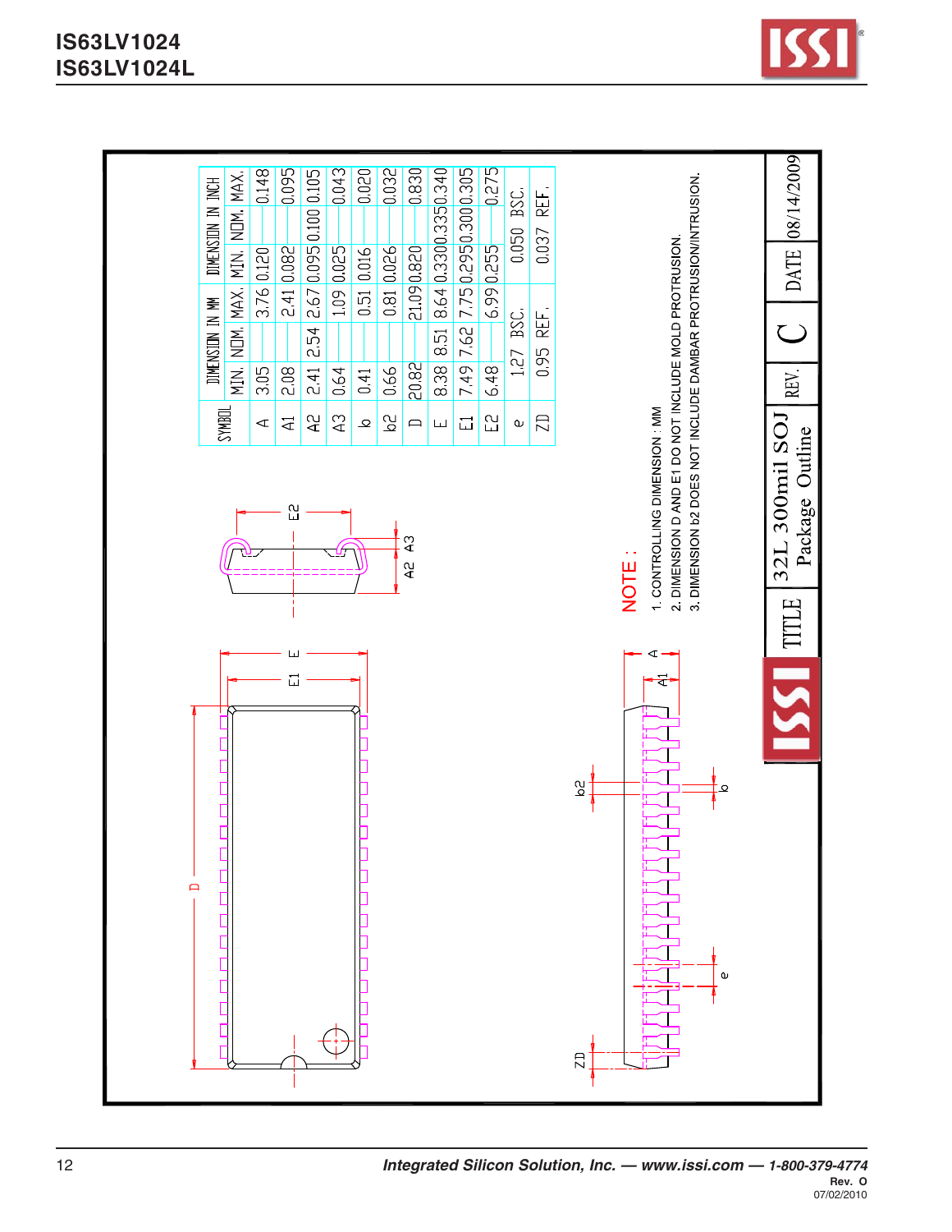| SYMBOL | DIMENSION IN MM | | | DIMENSION IN INCH | | |
|---|---|---|---|---|---|---|
| | MIN. | NOM. | MAX. | MIN. | NOM. | MAX. |
| A | 3.05 | | 3.76 | 0.120 | | 0.148 |
| A1 | 2.08 | | 2.41 | 0.082 | | 0.095 |
| A2 | 2.41 | 2.54 | 2.67 | 0.095 | 0.100 | 0.105 |
| A3 | 0.64 | | 1.09 | 0.025 | | 0.043 |
| b | 0.41 | | 0.51 | 0.016 | | 0.020 |
| b2 | 0.66 | | 0.81 | 0.026 | | 0.032 |
| D | 20.82 | | 21.09 | 0.820 | | 0.830 |
| E | 8.38 | 8.51 | 8.64 | 0.330 | 0.335 | 0.340 |
| E1 | 7.49 | 7.62 | 7.75 | 0.295 | 0.300 | 0.305 |
| E2 | 6.48 | | 6.99 | 0.255 | | 0.275 |
| e | 1.27 BSC. | | | 0.050 BSC. | | |
| ZD | 0.95 REF. | | | 0.037 REF. | | |

NOTE :

1. CONTROLLING DIMENSION : MM
2. DIMENSION D AND E1 DO NOT INCLUDE MOLD PROTRUSION.
3. DIMENSION b2 DOES NOT INCLUDE DAMBAR PROTRUSION/INTRUSION.

| TITLE | 32L 300mil SOJ Package Outline | REV. | C | DATE | 08/14/2009 |
|---|---|---|---|---|---|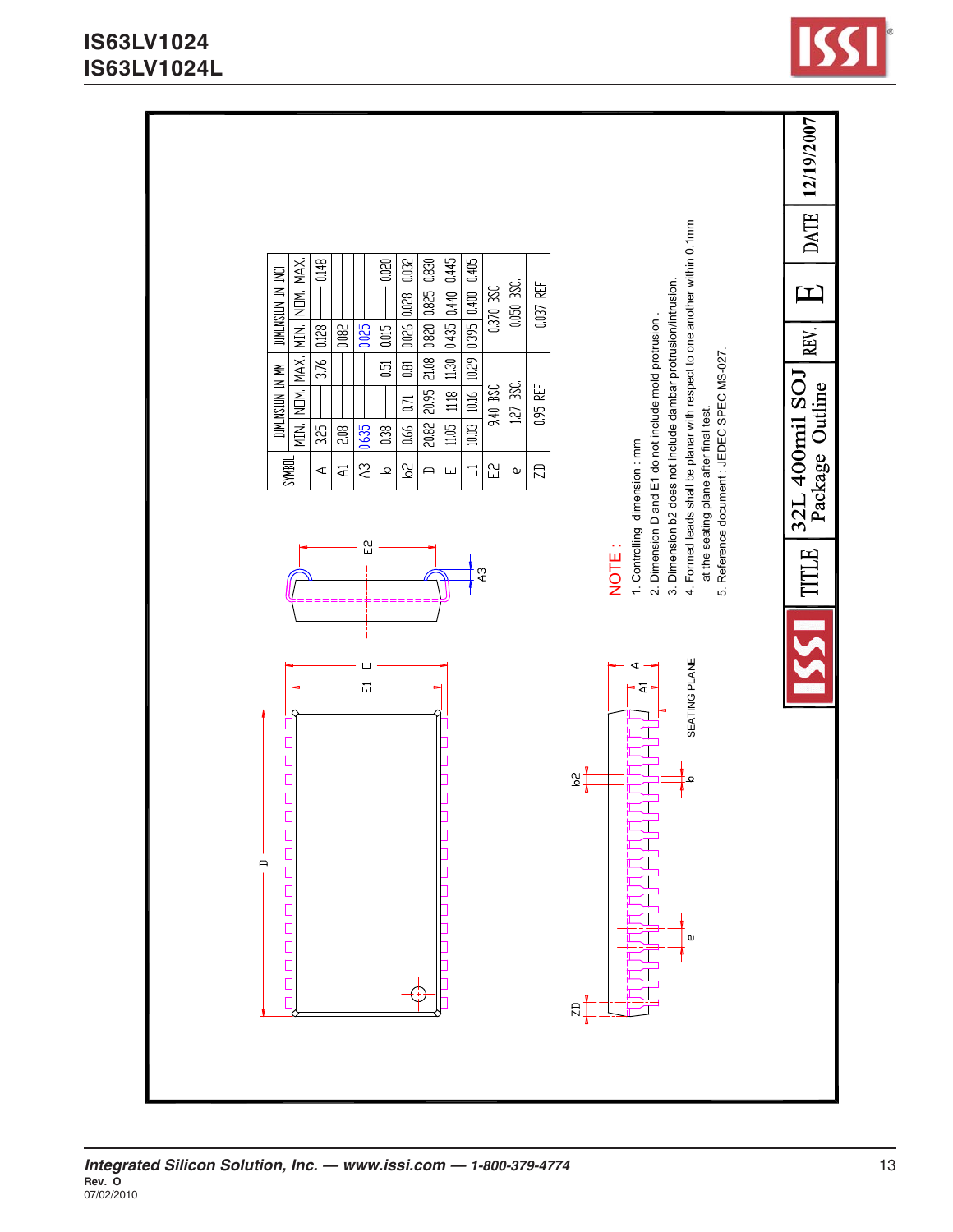| SYMBOL | DIMENSION IN MM | | | DIMENSION IN INCH | | |
|---|---|---|---|---|---|---|
| | MIN. | NOM. | MAX. | MIN. | NOM. | MAX. |
| A | 3.25 | | 3.76 | 0.128 | | 0.148 |
| A1 | 2.08 | | | 0.082 | | |
| A3 | 0.635 | | | 0.025 | | |
| b | 0.38 | | 0.51 | 0.015 | | 0.020 |
| b2 | 0.66 | 0.71 | 0.81 | 0.026 | 0.028 | 0.032 |
| D | 20.82 | 20.95 | 21.08 | 0.820 | 0.825 | 0.830 |
| E | 11.05 | 11.18 | 11.30 | 0.435 | 0.440 | 0.445 |
| E1 | 10.03 | 10.16 | 10.29 | 0.395 | 0.400 | 0.405 |
| E2 | 9.40 BSC | | | 0.370 BSC | | |
| e | 1.27 BSC. | | | 0.050 BSC. | | |
| ZD | 0.95 REF | | | 0.037 REF | | |

SEATING PLANE

NOTE :
1. Controlling dimension : mm
2. Dimension D and E1 do not include mold protrusion .
3. Dimension b2 does not include dambar protrusion/intrusion.
4. Formed leads shall be planar with respect to one another within 0.1mm at the seating plane after final test.
5. Reference document : JEDEC SPEC MS-027.

| TITLE | 32L 400mil SOJ Package Outline | REV. | E | DATE | 12/19/2007 |
|---|---|---|---|---|---|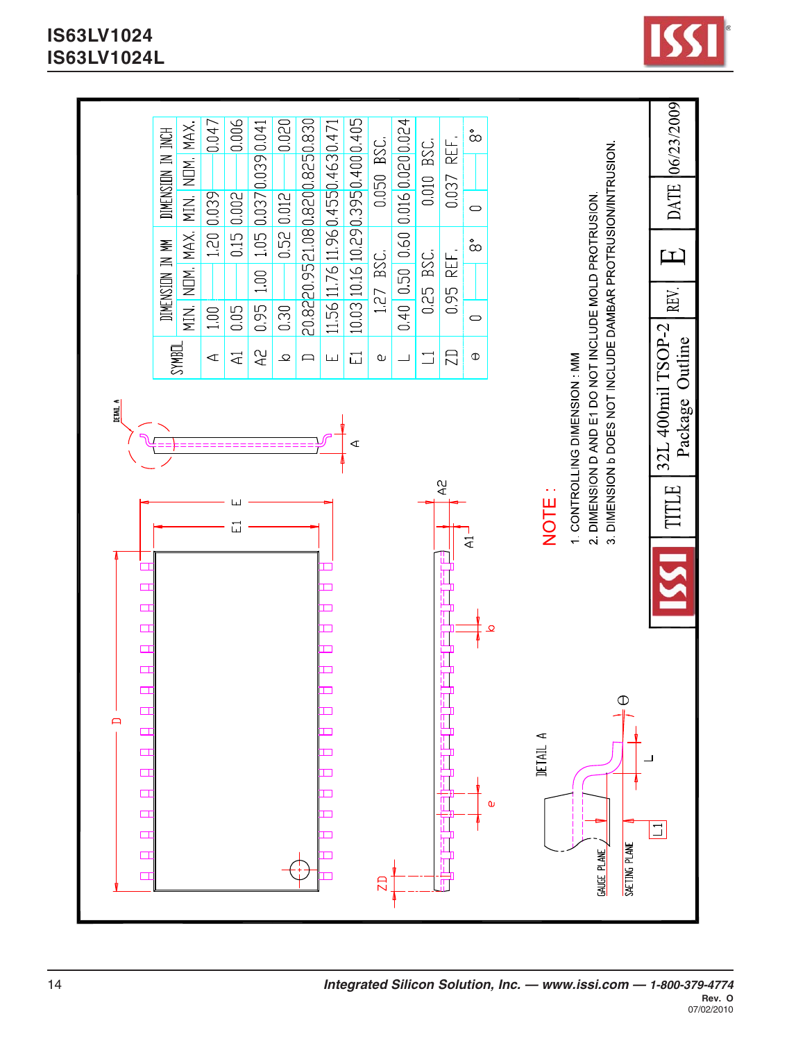| SYMBOL | DIMENSION IN MM | | | DIMENSION IN INCH | | |
|---|---|---|---|---|---|---|
| | MIN. | NOM. | MAX. | MIN. | NOM. | MAX. |
| A | 1.00 | | 1.20 | 0.039 | | 0.047 |
| A1 | 0.05 | | 0.15 | 0.002 | | 0.006 |
| A2 | 0.95 | 1.00 | 1.05 | 0.037 | 0.039 | 0.041 |
| b | 0.30 | | 0.52 | 0.012 | | 0.020 |
| D | 20.82 | 20.95 | 21.08 | 0.820 | 0.825 | 0.830 |
| E | 11.56 | 11.76 | 11.96 | 0.455 | 0.463 | 0.471 |
| E1 | 10.03 | 10.16 | 10.29 | 0.395 | 0.400 | 0.405 |
| e | 1.27 BSC. | | | 0.050 BSC. | | |
| L | 0.40 | 0.50 | 0.60 | 0.016 | 0.020 | 0.024 |
| L1 | 0.25 BSC. | | | 0.010 BSC. | | |
| ZD | 0.95 REF. | | | 0.037 REF. | | |
| θ | 0 | | 8° | 0 | | 8° |

NOTE :

1. CONTROLLING DIMENSION : MM
2. DIMENSION D AND E1 DO NOT INCLUDE MOLD PROTRUSION.
3. DIMENSION b DOES NOT INCLUDE DAMBAR PROTRUSION/INTRUSION.

| TITLE | 32L 400mil TSOP-2 Package Outline | REV. | E | DATE | 06/23/2009 |
|---|---|---|---|---|---|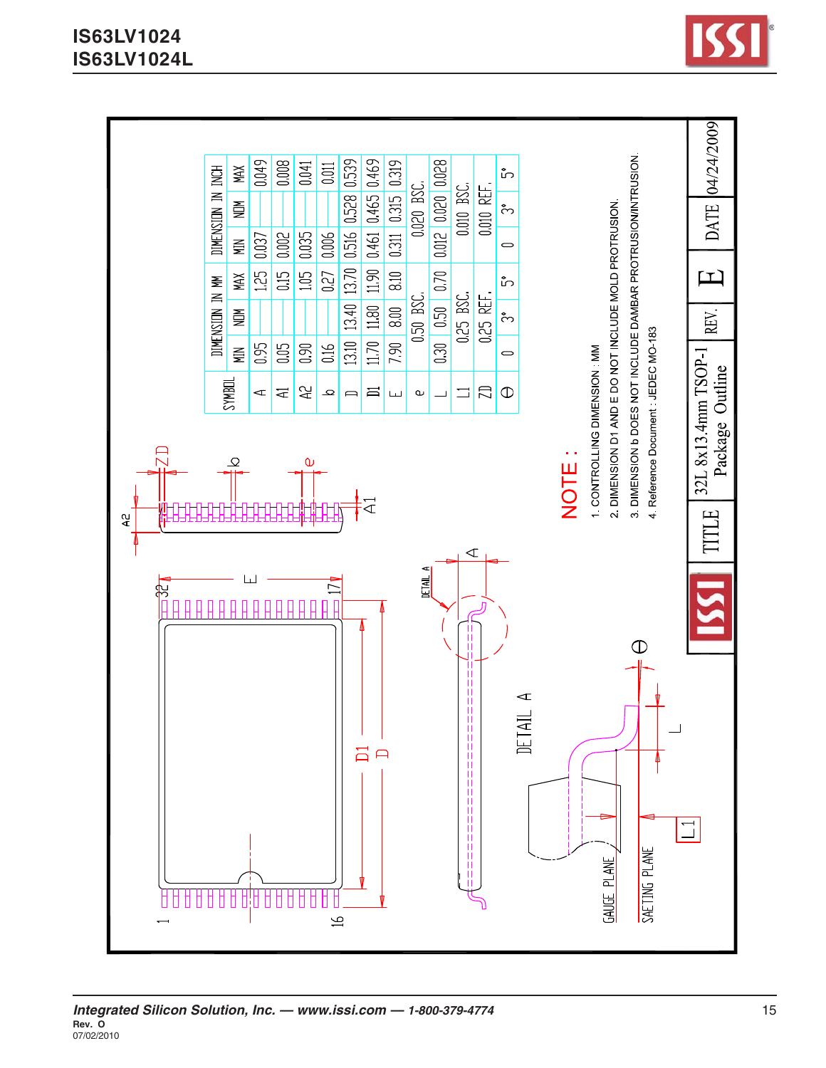| SYMBOL | DIMENSION IN MM | | | DIMENSION IN INCH | | |
|---|---|---|---|---|---|---|
| | MIN | NOM | MAX | MIN | NOM | MAX |
| A | 0.95 | | 1.25 | 0.037 | | 0.049 |
| A1 | 0.05 | | 0.15 | 0.002 | | 0.008 |
| A2 | 0.90 | | 1.05 | 0.035 | | 0.041 |
| b | 0.16 | | 0.27 | 0.006 | | 0.011 |
| D | 13.10 | 13.40 | 13.70 | 0.516 | 0.528 | 0.539 |
| D1 | 11.70 | 11.80 | 11.90 | 0.461 | 0.465 | 0.469 |
| E | 7.90 | 8.00 | 8.10 | 0.311 | 0.315 | 0.319 |
| e | | 0.50 BSC. | | | 0.020 BSC. | |
| L | 0.30 | 0.50 | 0.70 | 0.012 | 0.020 | 0.028 |
| L1 | | 0.25 BSC. | | | 0.010 BSC. | |
| ZD | | 0.25 REF. | | | 0.010 REF. | |
| Θ | 0 | 3° | 5° | 0 | 3° | 5° |

NOTE :

1. CONTROLLING DIMENSION : MM
2. DIMENSION D1 AND E DO NOT INCLUDE MOLD PROTRUSION.
3. DIMENSION b DOES NOT INCLUDE DAMBAR PROTRUSION/INTRUSION.
4. Reference Document : JEDEC MO-183

| TITLE | 32L 8x13.4mm TSOP-1 Package Outline | REV. | E | DATE | 04/24/2009 |
|---|---|---|---|---|---|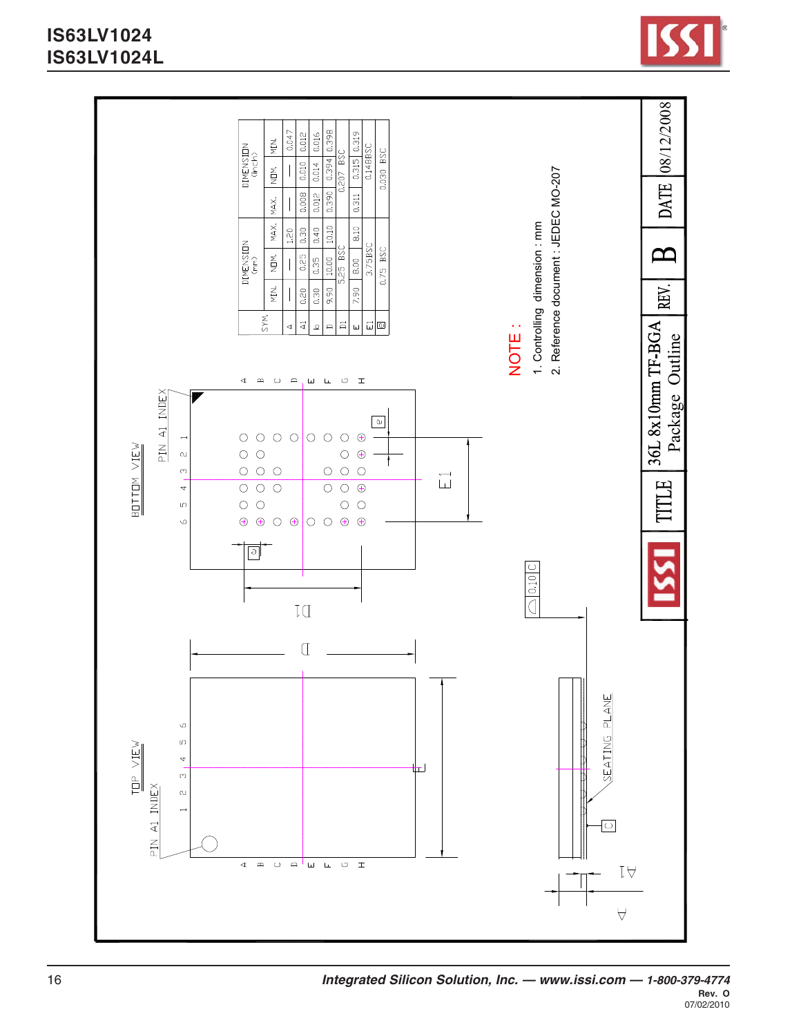| SYM. | DIMENSION (mm) | | | DIMENSION (inch) | | |
|---|---|---|---|---|---|---|
| | MIN. | NOM. | MAX. | MIN. | NOM. | MAX. |
| A | — | — | 1.20 | — | — | 0.047 |
| A1 | 0.20 | 0.25 | 0.30 | 0.008 | 0.010 | 0.012 |
| b | 0.30 | 0.35 | 0.40 | 0.012 | 0.014 | 0.016 |
| D | 9.90 | 10.00 | 10.10 | 0.390 | 0.394 | 0.398 |
| D1 | | 5.25 BSC | | | 0.207 BSC | |
| E | 7.90 | 8.00 | 8.10 | 0.311 | 0.315 | 0.319 |
| E1 | | 3.75BSC | | | 0.148BSC | |
| e | | 0.75 BSC | | | 0.030 BSC | |

NOTE :

1. Controlling dimension : mm
2. Reference document : JEDEC MO-207

BOTTOM VIEW

PIN A1 INDEX

TOP VIEW

PIN A1 INDEX

SEATING PLANE

D

D1

E

E1

e

b

A

A1

C

0.10 C

A B C D E F G H

1 2 3 4 5 6

| TITLE | 36L 8x10mm TF-BGA Package Outline | REV. | B | DATE | 08/12/2008 |
|---|---|---|---|---|---|